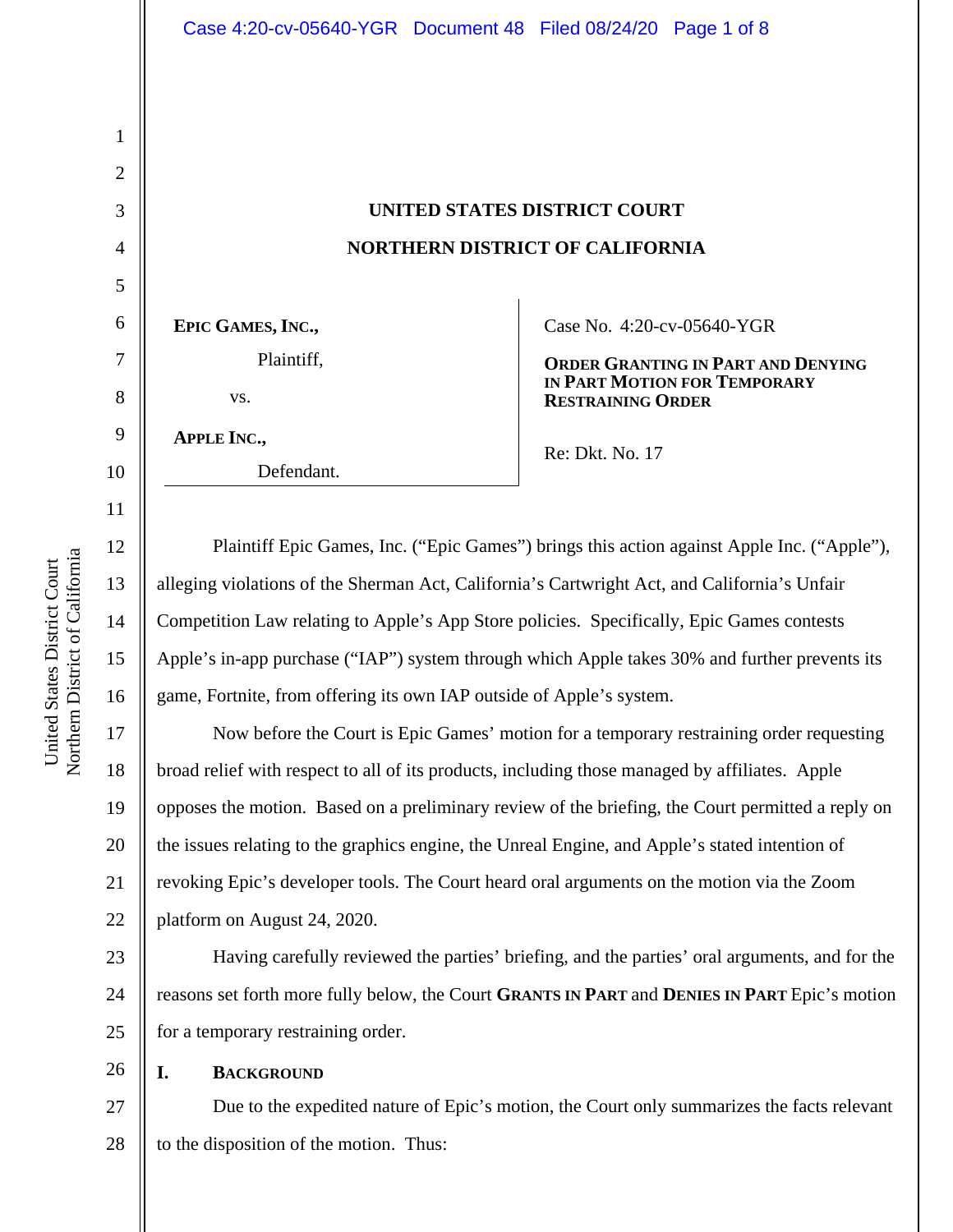UNITED STATES DISTRICT COURT

NORTHERN DISTRICT OF CALIFORNIA

| | |
|---|---|
| **EPIC GAMES, INC.,**<br>Plaintiff,<br>vs.<br>**APPLE INC.,**<br>Defendant. | Case No. 4:20-cv-05640-YGR<br>**ORDER GRANTING IN PART AND DENYING IN PART MOTION FOR TEMPORARY RESTRAINING ORDER**<br>Re: Dkt. No. 17 |

Plaintiff Epic Games, Inc. ("Epic Games") brings this action against Apple Inc. ("Apple"), alleging violations of the Sherman Act, California's Cartwright Act, and California's Unfair Competition Law relating to Apple's App Store policies. Specifically, Epic Games contests Apple's in-app purchase ("IAP") system through which Apple takes 30% and further prevents its game, Fortnite, from offering its own IAP outside of Apple's system.

Now before the Court is Epic Games' motion for a temporary restraining order requesting broad relief with respect to all of its products, including those managed by affiliates. Apple opposes the motion. Based on a preliminary review of the briefing, the Court permitted a reply on the issues relating to the graphics engine, the Unreal Engine, and Apple's stated intention of revoking Epic's developer tools. The Court heard oral arguments on the motion via the Zoom platform on August 24, 2020.

Having carefully reviewed the parties' briefing, and the parties' oral arguments, and for the reasons set forth more fully below, the Court **GRANTS IN PART** and **DENIES IN PART** Epic's motion for a temporary restraining order.

## I. BACKGROUND

Due to the expedited nature of Epic's motion, the Court only summarizes the facts relevant to the disposition of the motion. Thus: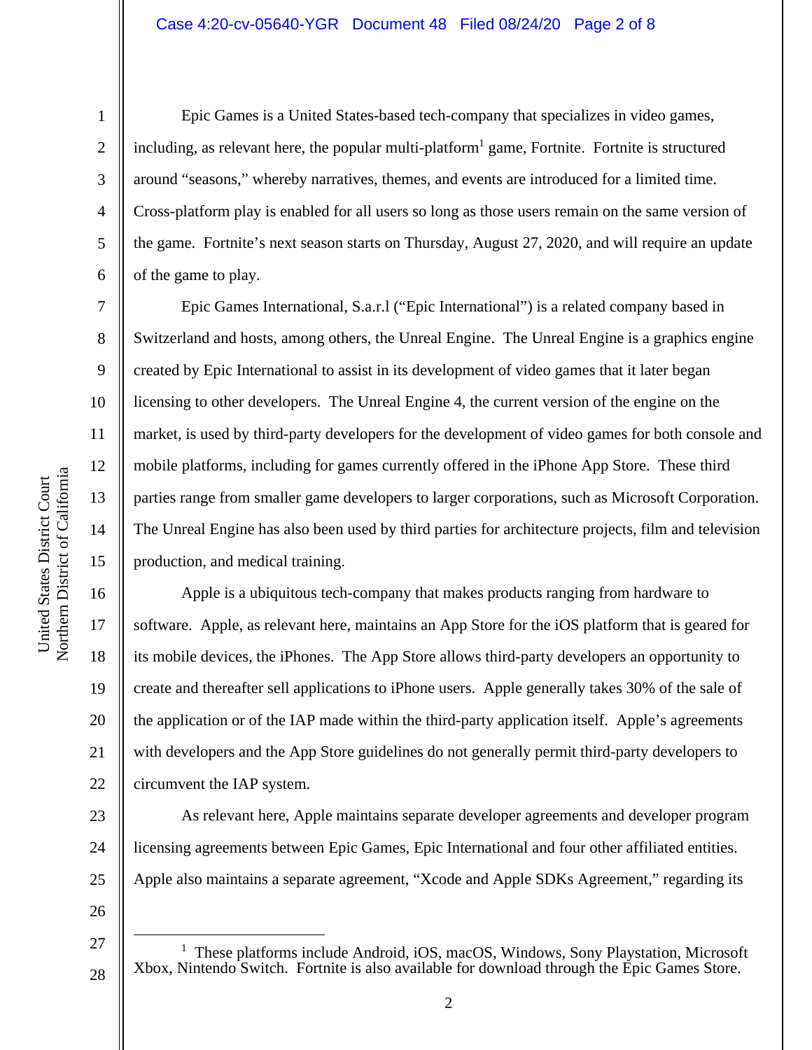Epic Games is a United States-based tech-company that specializes in video games, including, as relevant here, the popular multi-platform[1] game, Fortnite. Fortnite is structured around "seasons," whereby narratives, themes, and events are introduced for a limited time. Cross-platform play is enabled for all users so long as those users remain on the same version of the game. Fortnite's next season starts on Thursday, August 27, 2020, and will require an update of the game to play.

Epic Games International, S.a.r.l ("Epic International") is a related company based in Switzerland and hosts, among others, the Unreal Engine. The Unreal Engine is a graphics engine created by Epic International to assist in its development of video games that it later began licensing to other developers. The Unreal Engine 4, the current version of the engine on the market, is used by third-party developers for the development of video games for both console and mobile platforms, including for games currently offered in the iPhone App Store. These third parties range from smaller game developers to larger corporations, such as Microsoft Corporation. The Unreal Engine has also been used by third parties for architecture projects, film and television production, and medical training.

Apple is a ubiquitous tech-company that makes products ranging from hardware to software. Apple, as relevant here, maintains an App Store for the iOS platform that is geared for its mobile devices, the iPhones. The App Store allows third-party developers an opportunity to create and thereafter sell applications to iPhone users. Apple generally takes 30% of the sale of the application or of the IAP made within the third-party application itself. Apple's agreements with developers and the App Store guidelines do not generally permit third-party developers to circumvent the IAP system.

As relevant here, Apple maintains separate developer agreements and developer program licensing agreements between Epic Games, Epic International and four other affiliated entities. Apple also maintains a separate agreement, "Xcode and Apple SDKs Agreement," regarding its

---

[1] These platforms include Android, iOS, macOS, Windows, Sony Playstation, Microsoft Xbox, Nintendo Switch. Fortnite is also available for download through the Epic Games Store.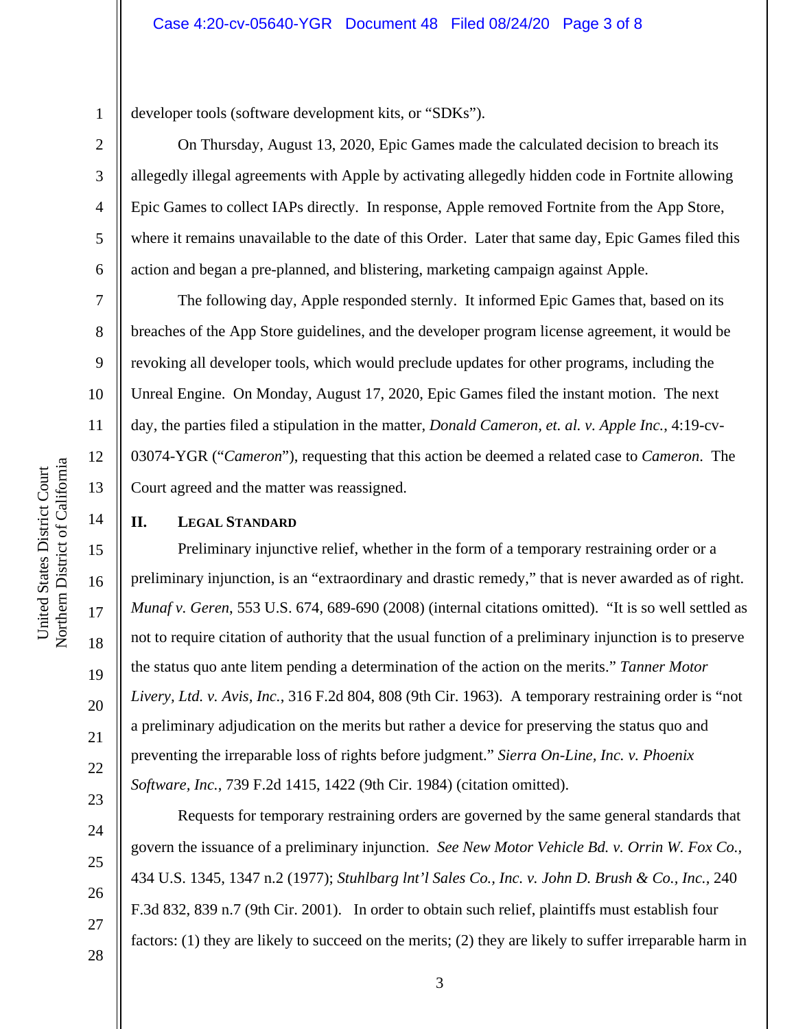developer tools (software development kits, or "SDKs").

On Thursday, August 13, 2020, Epic Games made the calculated decision to breach its allegedly illegal agreements with Apple by activating allegedly hidden code in Fortnite allowing Epic Games to collect IAPs directly. In response, Apple removed Fortnite from the App Store, where it remains unavailable to the date of this Order. Later that same day, Epic Games filed this action and began a pre-planned, and blistering, marketing campaign against Apple.

The following day, Apple responded sternly. It informed Epic Games that, based on its breaches of the App Store guidelines, and the developer program license agreement, it would be revoking all developer tools, which would preclude updates for other programs, including the Unreal Engine. On Monday, August 17, 2020, Epic Games filed the instant motion. The next day, the parties filed a stipulation in the matter, *Donald Cameron, et. al. v. Apple Inc.*, 4:19-cv-03074-YGR ("*Cameron*"), requesting that this action be deemed a related case to *Cameron*. The Court agreed and the matter was reassigned.

## II. Legal Standard

Preliminary injunctive relief, whether in the form of a temporary restraining order or a preliminary injunction, is an "extraordinary and drastic remedy," that is never awarded as of right. *Munaf v. Geren*, 553 U.S. 674, 689-690 (2008) (internal citations omitted). "It is so well settled as not to require citation of authority that the usual function of a preliminary injunction is to preserve the status quo ante litem pending a determination of the action on the merits." *Tanner Motor Livery, Ltd. v. Avis, Inc.*, 316 F.2d 804, 808 (9th Cir. 1963). A temporary restraining order is "not a preliminary adjudication on the merits but rather a device for preserving the status quo and preventing the irreparable loss of rights before judgment." *Sierra On-Line, Inc. v. Phoenix Software, Inc.*, 739 F.2d 1415, 1422 (9th Cir. 1984) (citation omitted).

Requests for temporary restraining orders are governed by the same general standards that govern the issuance of a preliminary injunction. *See New Motor Vehicle Bd. v. Orrin W. Fox Co.*, 434 U.S. 1345, 1347 n.2 (1977); *Stuhlbarg lnt'l Sales Co., Inc. v. John D. Brush & Co., Inc.*, 240 F.3d 832, 839 n.7 (9th Cir. 2001). In order to obtain such relief, plaintiffs must establish four factors: (1) they are likely to succeed on the merits; (2) they are likely to suffer irreparable harm in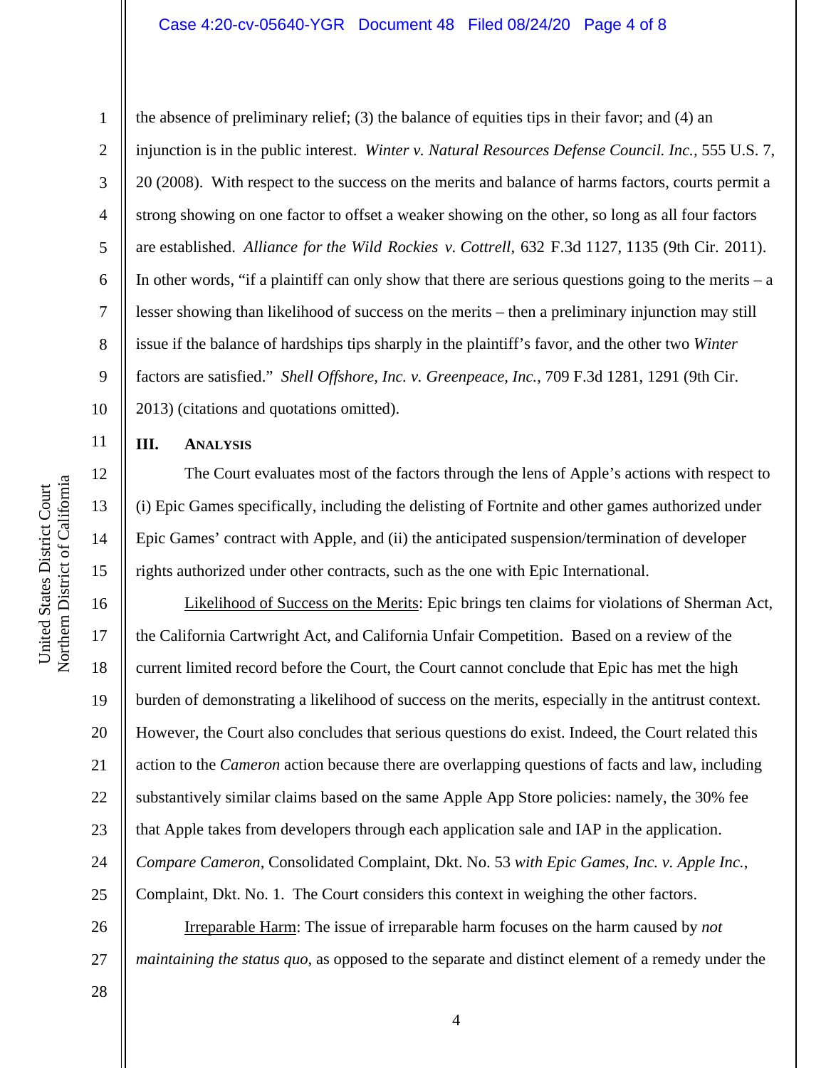the absence of preliminary relief; (3) the balance of equities tips in their favor; and (4) an injunction is in the public interest. *Winter v. Natural Resources Defense Council. Inc.*, 555 U.S. 7, 20 (2008). With respect to the success on the merits and balance of harms factors, courts permit a strong showing on one factor to offset a weaker showing on the other, so long as all four factors are established. *Alliance for the Wild Rockies v. Cottrell*, 632 F.3d 1127, 1135 (9th Cir. 2011). In other words, "if a plaintiff can only show that there are serious questions going to the merits – a lesser showing than likelihood of success on the merits – then a preliminary injunction may still issue if the balance of hardships tips sharply in the plaintiff's favor, and the other two *Winter* factors are satisfied." *Shell Offshore, Inc. v. Greenpeace, Inc.*, 709 F.3d 1281, 1291 (9th Cir. 2013) (citations and quotations omitted).

## III. Analysis

The Court evaluates most of the factors through the lens of Apple's actions with respect to (i) Epic Games specifically, including the delisting of Fortnite and other games authorized under Epic Games' contract with Apple, and (ii) the anticipated suspension/termination of developer rights authorized under other contracts, such as the one with Epic International.

Likelihood of Success on the Merits: Epic brings ten claims for violations of Sherman Act, the California Cartwright Act, and California Unfair Competition. Based on a review of the current limited record before the Court, the Court cannot conclude that Epic has met the high burden of demonstrating a likelihood of success on the merits, especially in the antitrust context. However, the Court also concludes that serious questions do exist. Indeed, the Court related this action to the *Cameron* action because there are overlapping questions of facts and law, including substantively similar claims based on the same Apple App Store policies: namely, the 30% fee that Apple takes from developers through each application sale and IAP in the application. *Compare Cameron*, Consolidated Complaint, Dkt. No. 53 *with Epic Games, Inc. v. Apple Inc.*, Complaint, Dkt. No. 1. The Court considers this context in weighing the other factors.

Irreparable Harm: The issue of irreparable harm focuses on the harm caused by *not maintaining the status quo*, as opposed to the separate and distinct element of a remedy under the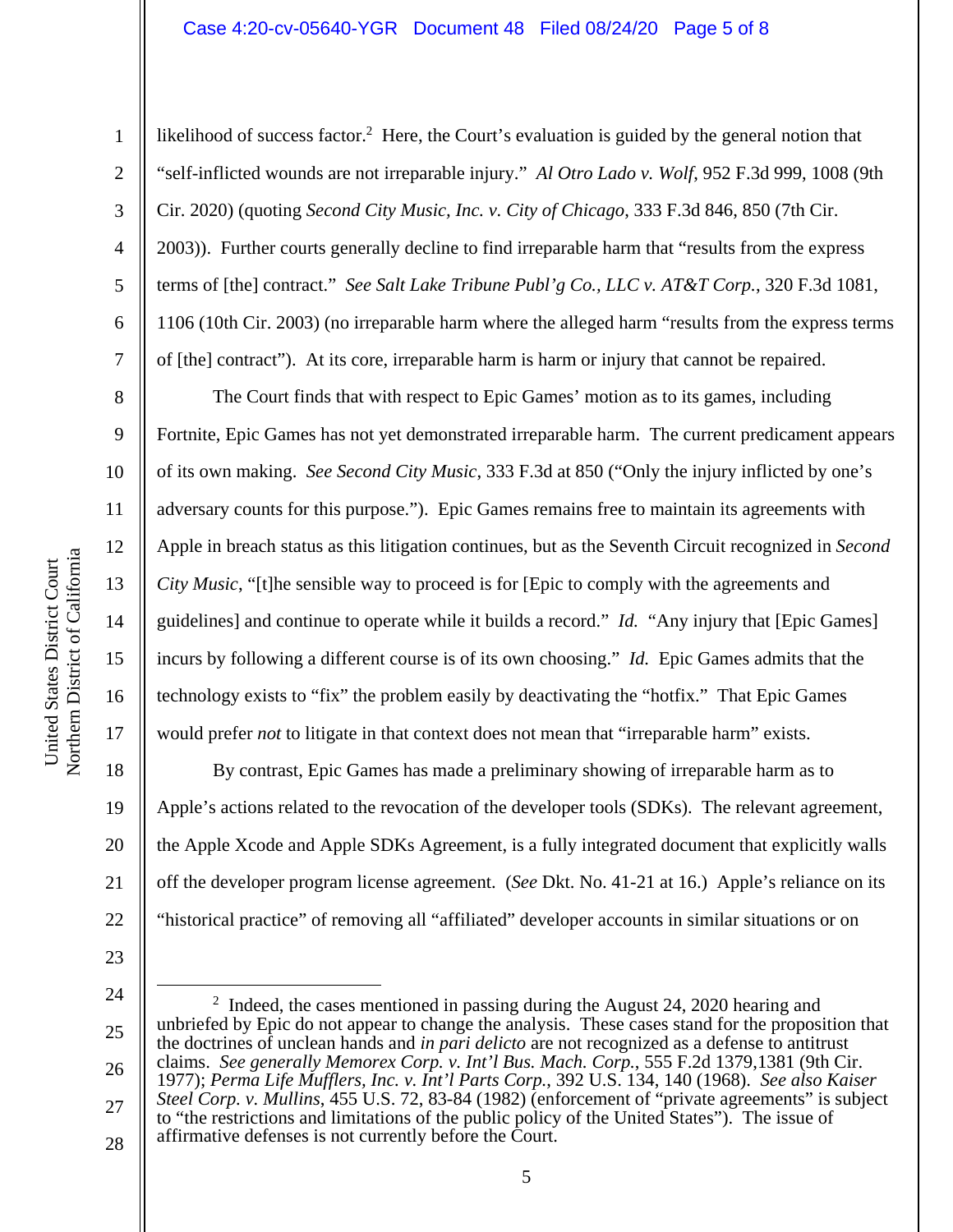likelihood of success factor.[2] Here, the Court's evaluation is guided by the general notion that "self-inflicted wounds are not irreparable injury." *Al Otro Lado v. Wolf*, 952 F.3d 999, 1008 (9th Cir. 2020) (quoting *Second City Music, Inc. v. City of Chicago*, 333 F.3d 846, 850 (7th Cir. 2003)). Further courts generally decline to find irreparable harm that "results from the express terms of [the] contract." *See Salt Lake Tribune Publ'g Co., LLC v. AT&T Corp.*, 320 F.3d 1081, 1106 (10th Cir. 2003) (no irreparable harm where the alleged harm "results from the express terms of [the] contract"). At its core, irreparable harm is harm or injury that cannot be repaired.

The Court finds that with respect to Epic Games' motion as to its games, including Fortnite, Epic Games has not yet demonstrated irreparable harm. The current predicament appears of its own making. *See Second City Music*, 333 F.3d at 850 ("Only the injury inflicted by one's adversary counts for this purpose."). Epic Games remains free to maintain its agreements with Apple in breach status as this litigation continues, but as the Seventh Circuit recognized in *Second City Music*, "[t]he sensible way to proceed is for [Epic to comply with the agreements and guidelines] and continue to operate while it builds a record." *Id.* "Any injury that [Epic Games] incurs by following a different course is of its own choosing." *Id.* Epic Games admits that the technology exists to "fix" the problem easily by deactivating the "hotfix." That Epic Games would prefer *not* to litigate in that context does not mean that "irreparable harm" exists.

By contrast, Epic Games has made a preliminary showing of irreparable harm as to Apple's actions related to the revocation of the developer tools (SDKs). The relevant agreement, the Apple Xcode and Apple SDKs Agreement, is a fully integrated document that explicitly walls off the developer program license agreement. (*See* Dkt. No. 41-21 at 16.) Apple's reliance on its "historical practice" of removing all "affiliated" developer accounts in similar situations or on

---

[2] Indeed, the cases mentioned in passing during the August 24, 2020 hearing and unbriefed by Epic do not appear to change the analysis. These cases stand for the proposition that the doctrines of unclean hands and *in pari delicto* are not recognized as a defense to antitrust claims. *See generally Memorex Corp. v. Int'l Bus. Mach. Corp.*, 555 F.2d 1379,1381 (9th Cir. 1977); *Perma Life Mufflers, Inc. v. Int'l Parts Corp.*, 392 U.S. 134, 140 (1968). *See also Kaiser Steel Corp. v. Mullins*, 455 U.S. 72, 83-84 (1982) (enforcement of "private agreements" is subject to "the restrictions and limitations of the public policy of the United States"). The issue of affirmative defenses is not currently before the Court.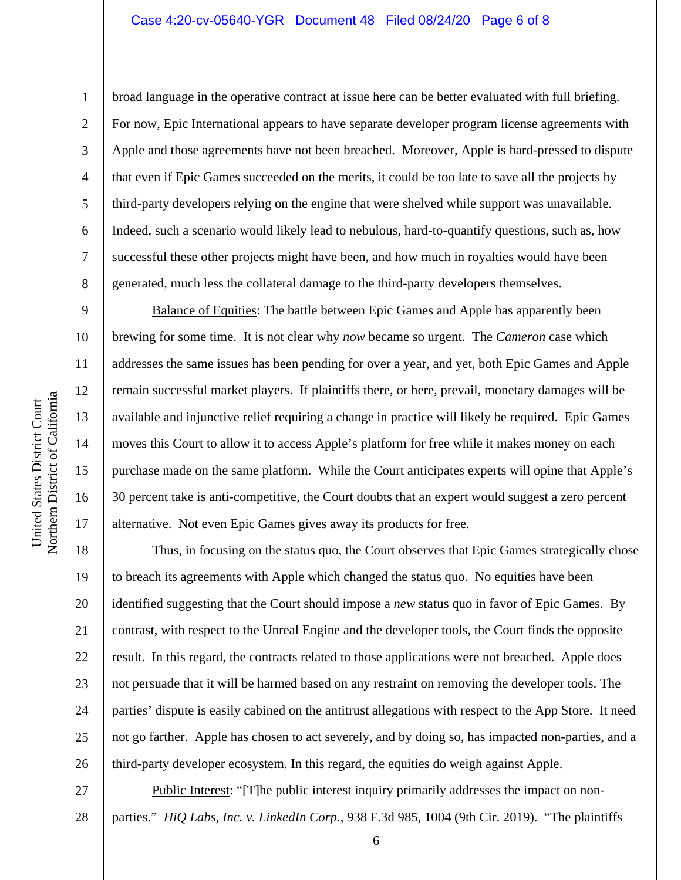broad language in the operative contract at issue here can be better evaluated with full briefing. For now, Epic International appears to have separate developer program license agreements with Apple and those agreements have not been breached. Moreover, Apple is hard-pressed to dispute that even if Epic Games succeeded on the merits, it could be too late to save all the projects by third-party developers relying on the engine that were shelved while support was unavailable. Indeed, such a scenario would likely lead to nebulous, hard-to-quantify questions, such as, how successful these other projects might have been, and how much in royalties would have been generated, much less the collateral damage to the third-party developers themselves.

Balance of Equities: The battle between Epic Games and Apple has apparently been brewing for some time. It is not clear why *now* became so urgent. The *Cameron* case which addresses the same issues has been pending for over a year, and yet, both Epic Games and Apple remain successful market players. If plaintiffs there, or here, prevail, monetary damages will be available and injunctive relief requiring a change in practice will likely be required. Epic Games moves this Court to allow it to access Apple's platform for free while it makes money on each purchase made on the same platform. While the Court anticipates experts will opine that Apple's 30 percent take is anti-competitive, the Court doubts that an expert would suggest a zero percent alternative. Not even Epic Games gives away its products for free.

Thus, in focusing on the status quo, the Court observes that Epic Games strategically chose to breach its agreements with Apple which changed the status quo. No equities have been identified suggesting that the Court should impose a *new* status quo in favor of Epic Games. By contrast, with respect to the Unreal Engine and the developer tools, the Court finds the opposite result. In this regard, the contracts related to those applications were not breached. Apple does not persuade that it will be harmed based on any restraint on removing the developer tools. The parties' dispute is easily cabined on the antitrust allegations with respect to the App Store. It need not go farther. Apple has chosen to act severely, and by doing so, has impacted non-parties, and a third-party developer ecosystem. In this regard, the equities do weigh against Apple.

Public Interest: "[T]he public interest inquiry primarily addresses the impact on non-parties." *HiQ Labs, Inc. v. LinkedIn Corp.*, 938 F.3d 985, 1004 (9th Cir. 2019). "The plaintiffs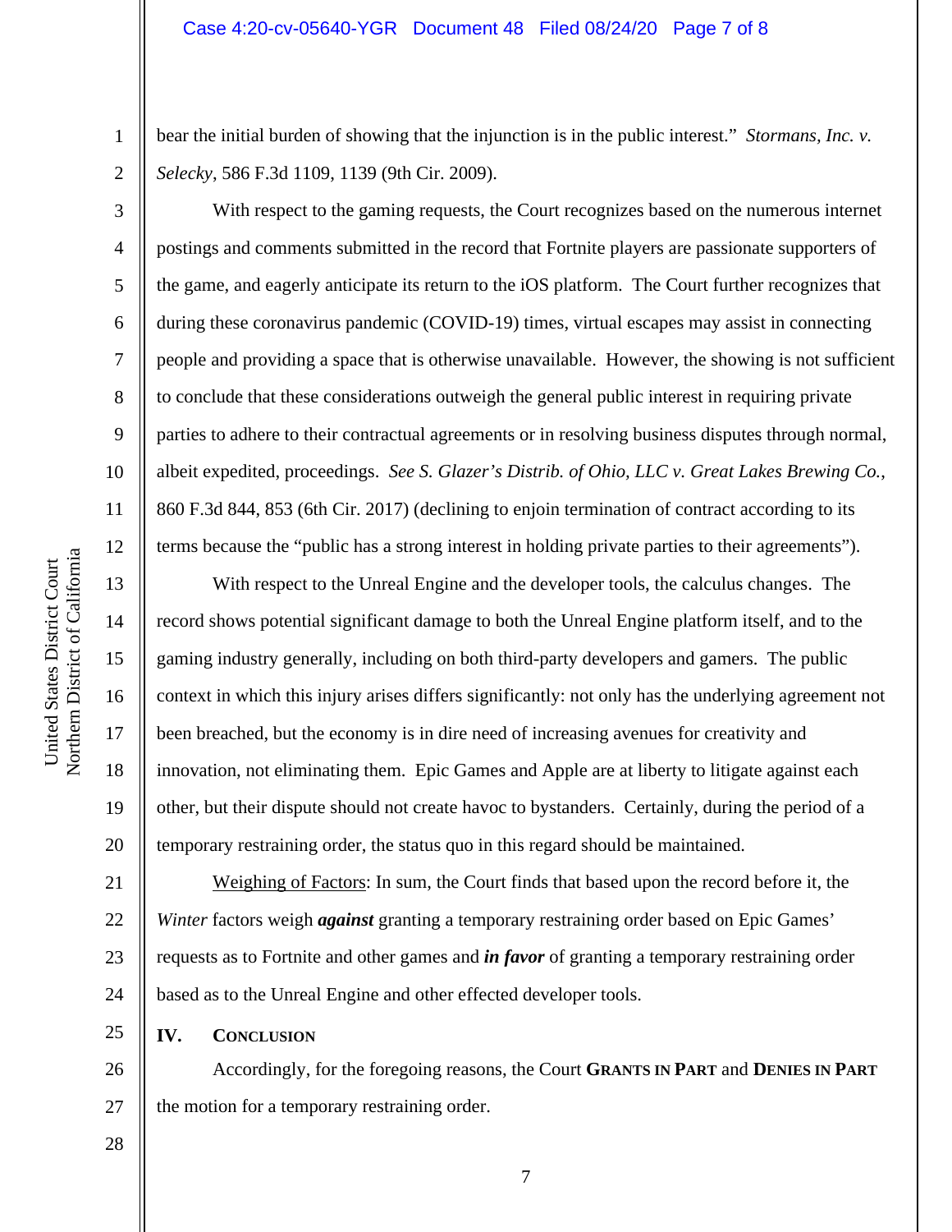bear the initial burden of showing that the injunction is in the public interest." *Stormans, Inc. v. Selecky*, 586 F.3d 1109, 1139 (9th Cir. 2009).

With respect to the gaming requests, the Court recognizes based on the numerous internet postings and comments submitted in the record that Fortnite players are passionate supporters of the game, and eagerly anticipate its return to the iOS platform. The Court further recognizes that during these coronavirus pandemic (COVID-19) times, virtual escapes may assist in connecting people and providing a space that is otherwise unavailable. However, the showing is not sufficient to conclude that these considerations outweigh the general public interest in requiring private parties to adhere to their contractual agreements or in resolving business disputes through normal, albeit expedited, proceedings. *See S. Glazer's Distrib. of Ohio, LLC v. Great Lakes Brewing Co.*, 860 F.3d 844, 853 (6th Cir. 2017) (declining to enjoin termination of contract according to its terms because the "public has a strong interest in holding private parties to their agreements").

With respect to the Unreal Engine and the developer tools, the calculus changes. The record shows potential significant damage to both the Unreal Engine platform itself, and to the gaming industry generally, including on both third-party developers and gamers. The public context in which this injury arises differs significantly: not only has the underlying agreement not been breached, but the economy is in dire need of increasing avenues for creativity and innovation, not eliminating them. Epic Games and Apple are at liberty to litigate against each other, but their dispute should not create havoc to bystanders. Certainly, during the period of a temporary restraining order, the status quo in this regard should be maintained.

Weighing of Factors: In sum, the Court finds that based upon the record before it, the *Winter* factors weigh ***against*** granting a temporary restraining order based on Epic Games' requests as to Fortnite and other games and ***in favor*** of granting a temporary restraining order based as to the Unreal Engine and other effected developer tools.

## IV. CONCLUSION

Accordingly, for the foregoing reasons, the Court **GRANTS IN PART** and **DENIES IN PART** the motion for a temporary restraining order.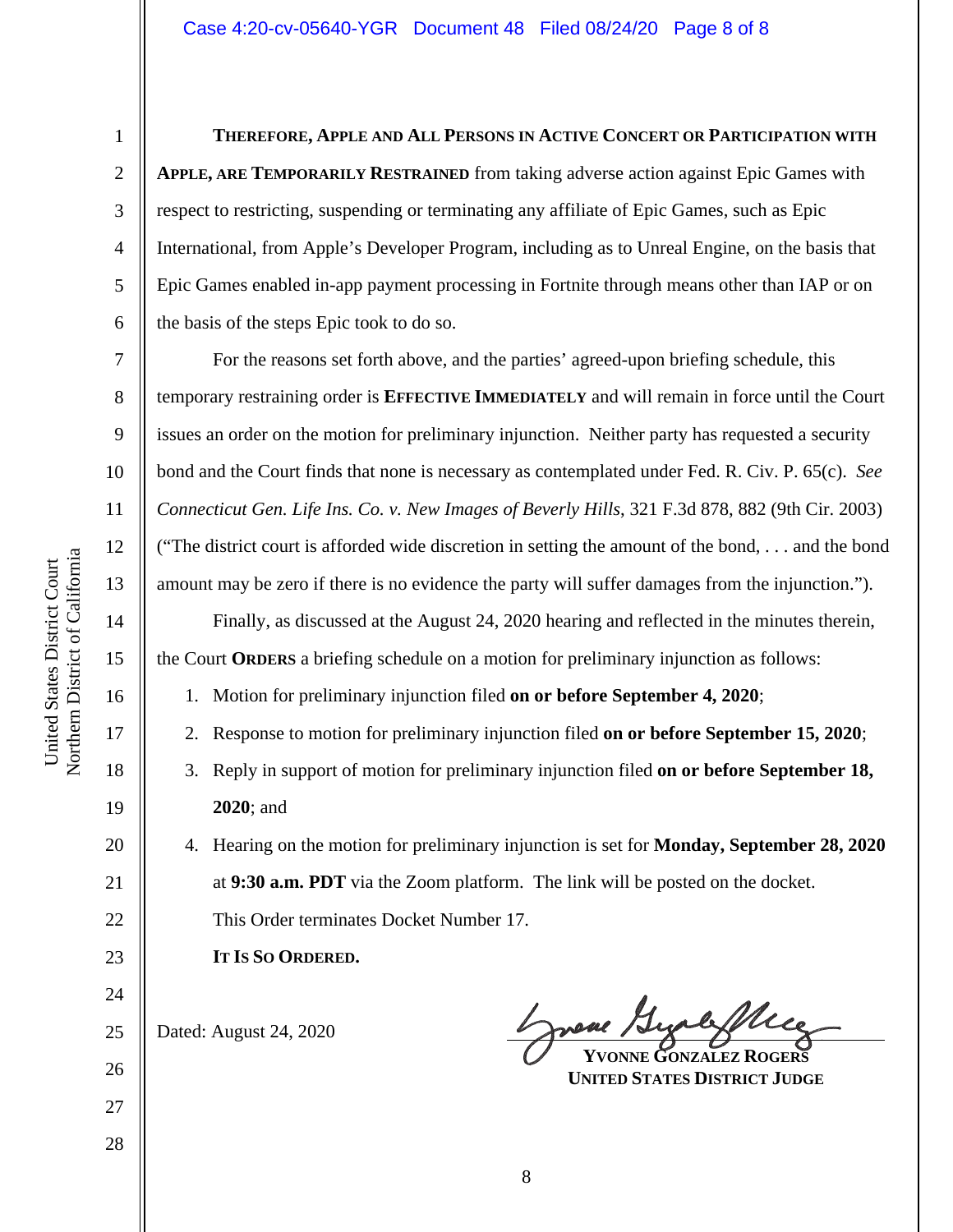**THEREFORE, APPLE AND ALL PERSONS IN ACTIVE CONCERT OR PARTICIPATION WITH APPLE, ARE TEMPORARILY RESTRAINED** from taking adverse action against Epic Games with respect to restricting, suspending or terminating any affiliate of Epic Games, such as Epic International, from Apple's Developer Program, including as to Unreal Engine, on the basis that Epic Games enabled in-app payment processing in Fortnite through means other than IAP or on the basis of the steps Epic took to do so.

For the reasons set forth above, and the parties' agreed-upon briefing schedule, this temporary restraining order is **EFFECTIVE IMMEDIATELY** and will remain in force until the Court issues an order on the motion for preliminary injunction. Neither party has requested a security bond and the Court finds that none is necessary as contemplated under Fed. R. Civ. P. 65(c). *See Connecticut Gen. Life Ins. Co. v. New Images of Beverly Hills*, 321 F.3d 878, 882 (9th Cir. 2003) ("The district court is afforded wide discretion in setting the amount of the bond, . . . and the bond amount may be zero if there is no evidence the party will suffer damages from the injunction.").

Finally, as discussed at the August 24, 2020 hearing and reflected in the minutes therein, the Court **ORDERS** a briefing schedule on a motion for preliminary injunction as follows:

1. Motion for preliminary injunction filed **on or before September 4, 2020**;
2. Response to motion for preliminary injunction filed **on or before September 15, 2020**;
3. Reply in support of motion for preliminary injunction filed **on or before September 18, 2020**; and
4. Hearing on the motion for preliminary injunction is set for **Monday, September 28, 2020** at **9:30 a.m. PDT** via the Zoom platform. The link will be posted on the docket.

This Order terminates Docket Number 17.

**IT IS SO ORDERED.**

Dated: August 24, 2020

**YVONNE GONZALEZ ROGERS**
**UNITED STATES DISTRICT JUDGE**